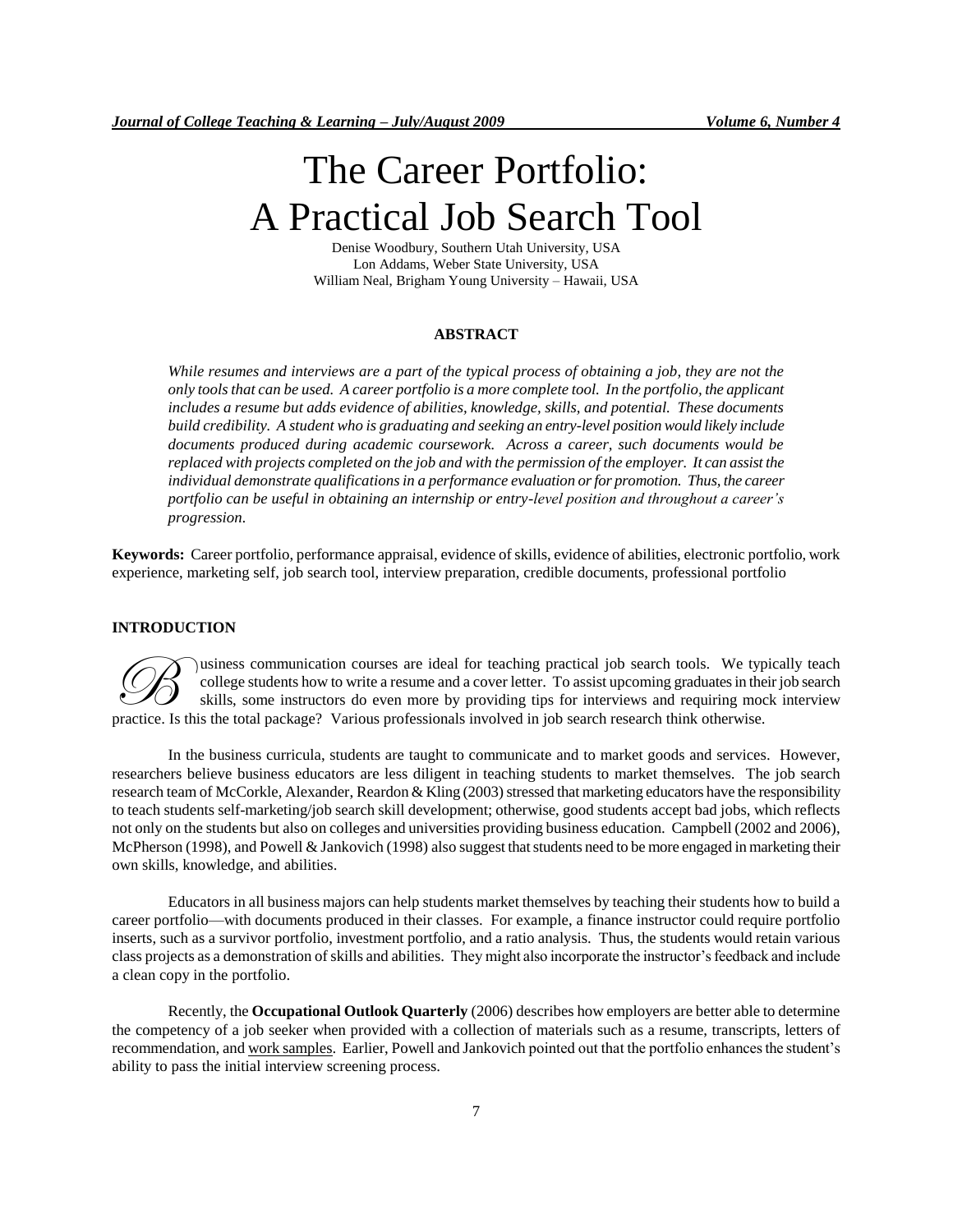# The Career Portfolio: A Practical Job Search Tool

Denise Woodbury, Southern Utah University, USA
Lon Addams, Weber State University, USA
William Neal, Brigham Young University – Hawaii, USA

## ABSTRACT

*While resumes and interviews are a part of the typical process of obtaining a job, they are not the only tools that can be used. A career portfolio is a more complete tool. In the portfolio, the applicant includes a resume but adds evidence of abilities, knowledge, skills, and potential. These documents build credibility. A student who is graduating and seeking an entry-level position would likely include documents produced during academic coursework. Across a career, such documents would be replaced with projects completed on the job and with the permission of the employer. It can assist the individual demonstrate qualifications in a performance evaluation or for promotion. Thus, the career portfolio can be useful in obtaining an internship or entry-level position and throughout a career's progression.*

**Keywords:** Career portfolio, performance appraisal, evidence of skills, evidence of abilities, electronic portfolio, work experience, marketing self, job search tool, interview preparation, credible documents, professional portfolio

## INTRODUCTION

Business communication courses are ideal for teaching practical job search tools. We typically teach college students how to write a resume and a cover letter. To assist upcoming graduates in their job search skills, some instructors do even more by providing tips for interviews and requiring mock interview practice. Is this the total package? Various professionals involved in job search research think otherwise.

In the business curricula, students are taught to communicate and to market goods and services. However, researchers believe business educators are less diligent in teaching students to market themselves. The job search research team of McCorkle, Alexander, Reardon & Kling (2003) stressed that marketing educators have the responsibility to teach students self-marketing/job search skill development; otherwise, good students accept bad jobs, which reflects not only on the students but also on colleges and universities providing business education. Campbell (2002 and 2006), McPherson (1998), and Powell & Jankovich (1998) also suggest that students need to be more engaged in marketing their own skills, knowledge, and abilities.

Educators in all business majors can help students market themselves by teaching their students how to build a career portfolio—with documents produced in their classes. For example, a finance instructor could require portfolio inserts, such as a survivor portfolio, investment portfolio, and a ratio analysis. Thus, the students would retain various class projects as a demonstration of skills and abilities. They might also incorporate the instructor's feedback and include a clean copy in the portfolio.

Recently, the **Occupational Outlook Quarterly** (2006) describes how employers are better able to determine the competency of a job seeker when provided with a collection of materials such as a resume, transcripts, letters of recommendation, and work samples. Earlier, Powell and Jankovich pointed out that the portfolio enhances the student's ability to pass the initial interview screening process.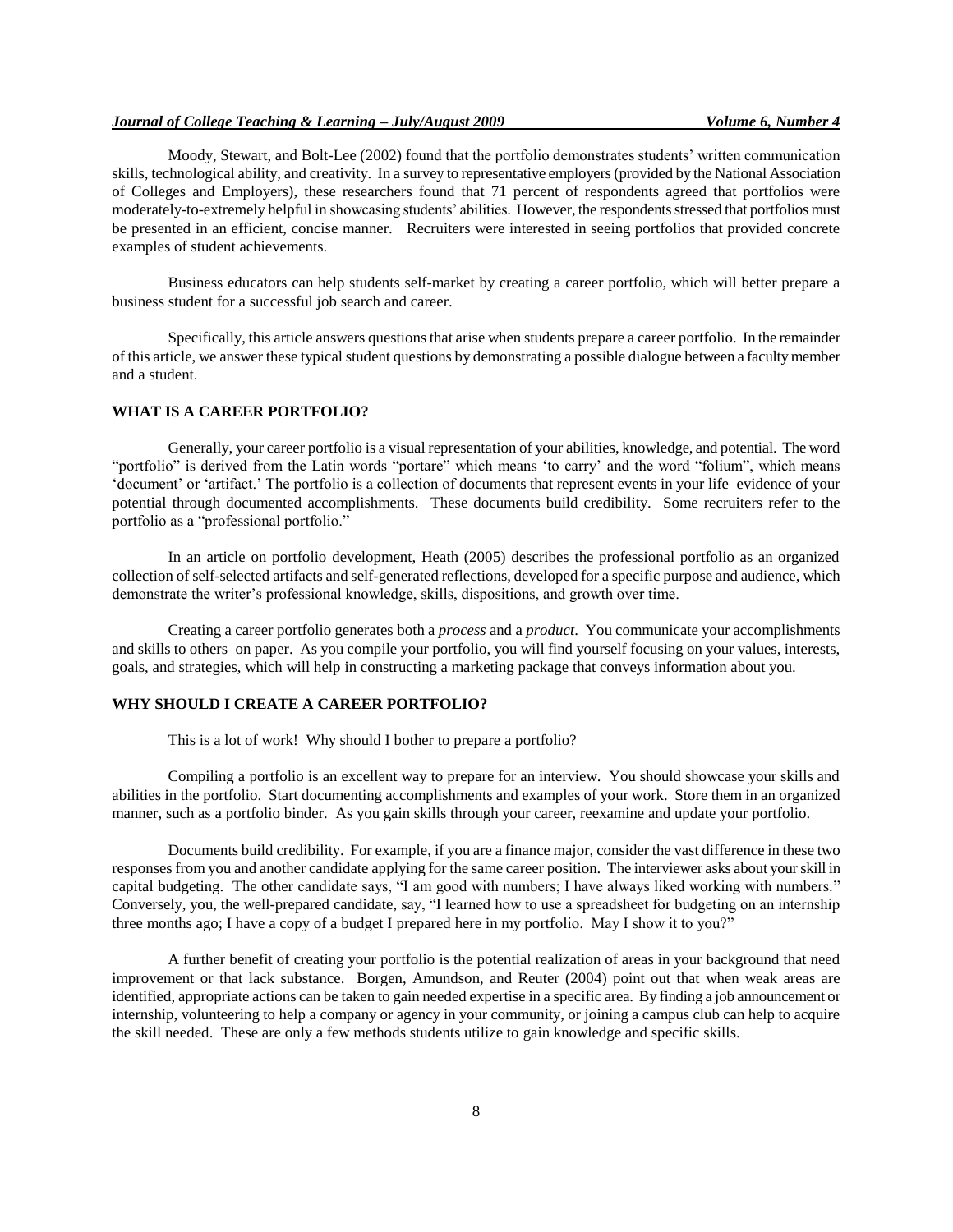Moody, Stewart, and Bolt-Lee (2002) found that the portfolio demonstrates students' written communication skills, technological ability, and creativity. In a survey to representative employers (provided by the National Association of Colleges and Employers), these researchers found that 71 percent of respondents agreed that portfolios were moderately-to-extremely helpful in showcasing students' abilities. However, the respondents stressed that portfolios must be presented in an efficient, concise manner. Recruiters were interested in seeing portfolios that provided concrete examples of student achievements.

Business educators can help students self-market by creating a career portfolio, which will better prepare a business student for a successful job search and career.

Specifically, this article answers questions that arise when students prepare a career portfolio. In the remainder of this article, we answer these typical student questions by demonstrating a possible dialogue between a faculty member and a student.

## WHAT IS A CAREER PORTFOLIO?

Generally, your career portfolio is a visual representation of your abilities, knowledge, and potential. The word "portfolio" is derived from the Latin words "portare" which means 'to carry' and the word "folium", which means 'document' or 'artifact.' The portfolio is a collection of documents that represent events in your life–evidence of your potential through documented accomplishments. These documents build credibility. Some recruiters refer to the portfolio as a "professional portfolio."

In an article on portfolio development, Heath (2005) describes the professional portfolio as an organized collection of self-selected artifacts and self-generated reflections, developed for a specific purpose and audience, which demonstrate the writer's professional knowledge, skills, dispositions, and growth over time.

Creating a career portfolio generates both a *process* and a *product*. You communicate your accomplishments and skills to others–on paper. As you compile your portfolio, you will find yourself focusing on your values, interests, goals, and strategies, which will help in constructing a marketing package that conveys information about you.

## WHY SHOULD I CREATE A CAREER PORTFOLIO?

This is a lot of work! Why should I bother to prepare a portfolio?

Compiling a portfolio is an excellent way to prepare for an interview. You should showcase your skills and abilities in the portfolio. Start documenting accomplishments and examples of your work. Store them in an organized manner, such as a portfolio binder. As you gain skills through your career, reexamine and update your portfolio.

Documents build credibility. For example, if you are a finance major, consider the vast difference in these two responses from you and another candidate applying for the same career position. The interviewer asks about your skill in capital budgeting. The other candidate says, "I am good with numbers; I have always liked working with numbers." Conversely, you, the well-prepared candidate, say, "I learned how to use a spreadsheet for budgeting on an internship three months ago; I have a copy of a budget I prepared here in my portfolio. May I show it to you?"

A further benefit of creating your portfolio is the potential realization of areas in your background that need improvement or that lack substance. Borgen, Amundson, and Reuter (2004) point out that when weak areas are identified, appropriate actions can be taken to gain needed expertise in a specific area. By finding a job announcement or internship, volunteering to help a company or agency in your community, or joining a campus club can help to acquire the skill needed. These are only a few methods students utilize to gain knowledge and specific skills.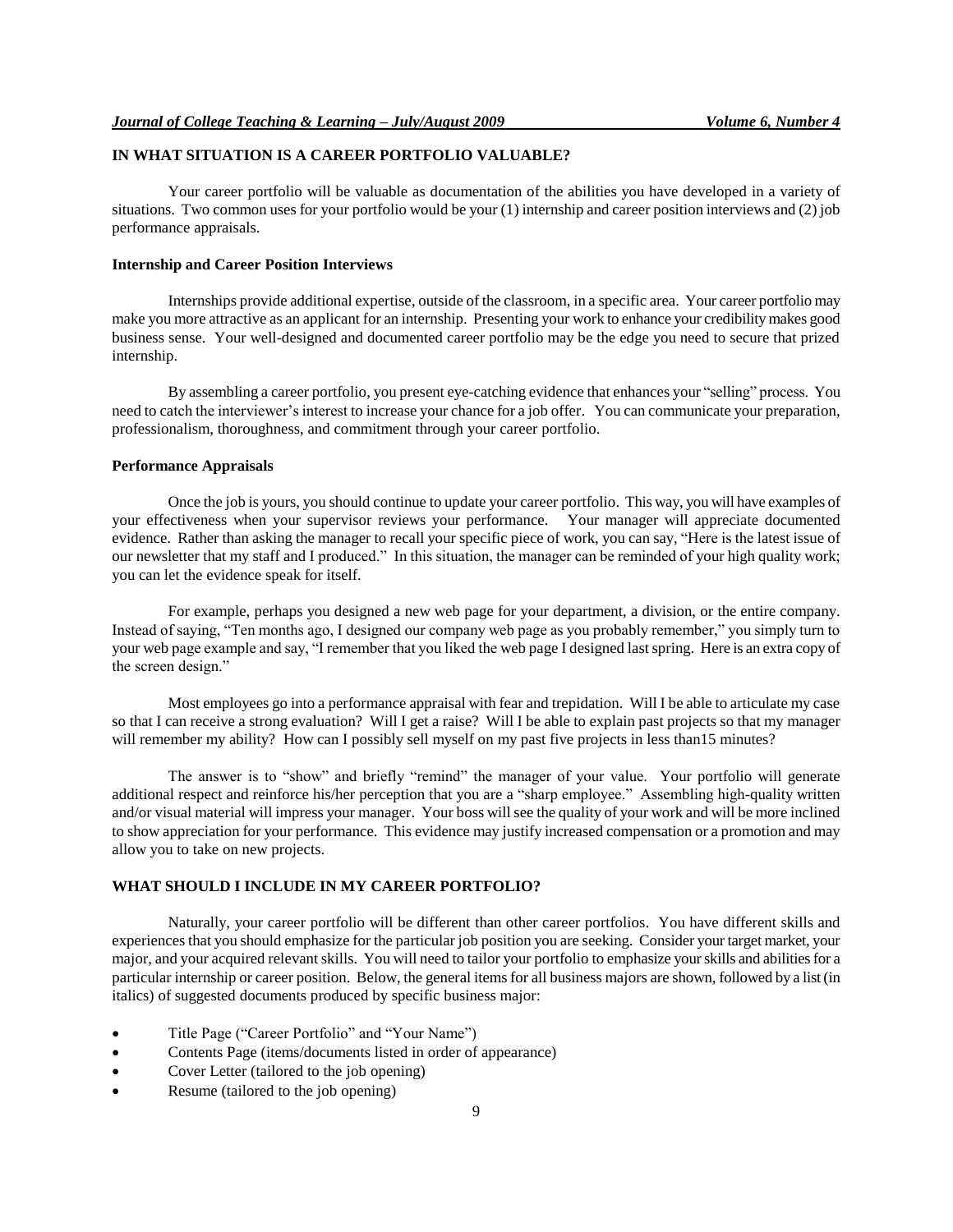## IN WHAT SITUATION IS A CAREER PORTFOLIO VALUABLE?

Your career portfolio will be valuable as documentation of the abilities you have developed in a variety of situations. Two common uses for your portfolio would be your (1) internship and career position interviews and (2) job performance appraisals.

### Internship and Career Position Interviews

Internships provide additional expertise, outside of the classroom, in a specific area. Your career portfolio may make you more attractive as an applicant for an internship. Presenting your work to enhance your credibility makes good business sense. Your well-designed and documented career portfolio may be the edge you need to secure that prized internship.

By assembling a career portfolio, you present eye-catching evidence that enhances your "selling" process. You need to catch the interviewer's interest to increase your chance for a job offer. You can communicate your preparation, professionalism, thoroughness, and commitment through your career portfolio.

### Performance Appraisals

Once the job is yours, you should continue to update your career portfolio. This way, you will have examples of your effectiveness when your supervisor reviews your performance. Your manager will appreciate documented evidence. Rather than asking the manager to recall your specific piece of work, you can say, "Here is the latest issue of our newsletter that my staff and I produced." In this situation, the manager can be reminded of your high quality work; you can let the evidence speak for itself.

For example, perhaps you designed a new web page for your department, a division, or the entire company. Instead of saying, "Ten months ago, I designed our company web page as you probably remember," you simply turn to your web page example and say, "I remember that you liked the web page I designed last spring. Here is an extra copy of the screen design."

Most employees go into a performance appraisal with fear and trepidation. Will I be able to articulate my case so that I can receive a strong evaluation? Will I get a raise? Will I be able to explain past projects so that my manager will remember my ability? How can I possibly sell myself on my past five projects in less than15 minutes?

The answer is to "show" and briefly "remind" the manager of your value. Your portfolio will generate additional respect and reinforce his/her perception that you are a "sharp employee." Assembling high-quality written and/or visual material will impress your manager. Your boss will see the quality of your work and will be more inclined to show appreciation for your performance. This evidence may justify increased compensation or a promotion and may allow you to take on new projects.

## WHAT SHOULD I INCLUDE IN MY CAREER PORTFOLIO?

Naturally, your career portfolio will be different than other career portfolios. You have different skills and experiences that you should emphasize for the particular job position you are seeking. Consider your target market, your major, and your acquired relevant skills. You will need to tailor your portfolio to emphasize your skills and abilities for a particular internship or career position. Below, the general items for all business majors are shown, followed by a list (in italics) of suggested documents produced by specific business major:

- Title Page ("Career Portfolio" and "Your Name")
- Contents Page (items/documents listed in order of appearance)
- Cover Letter (tailored to the job opening)
- Resume (tailored to the job opening)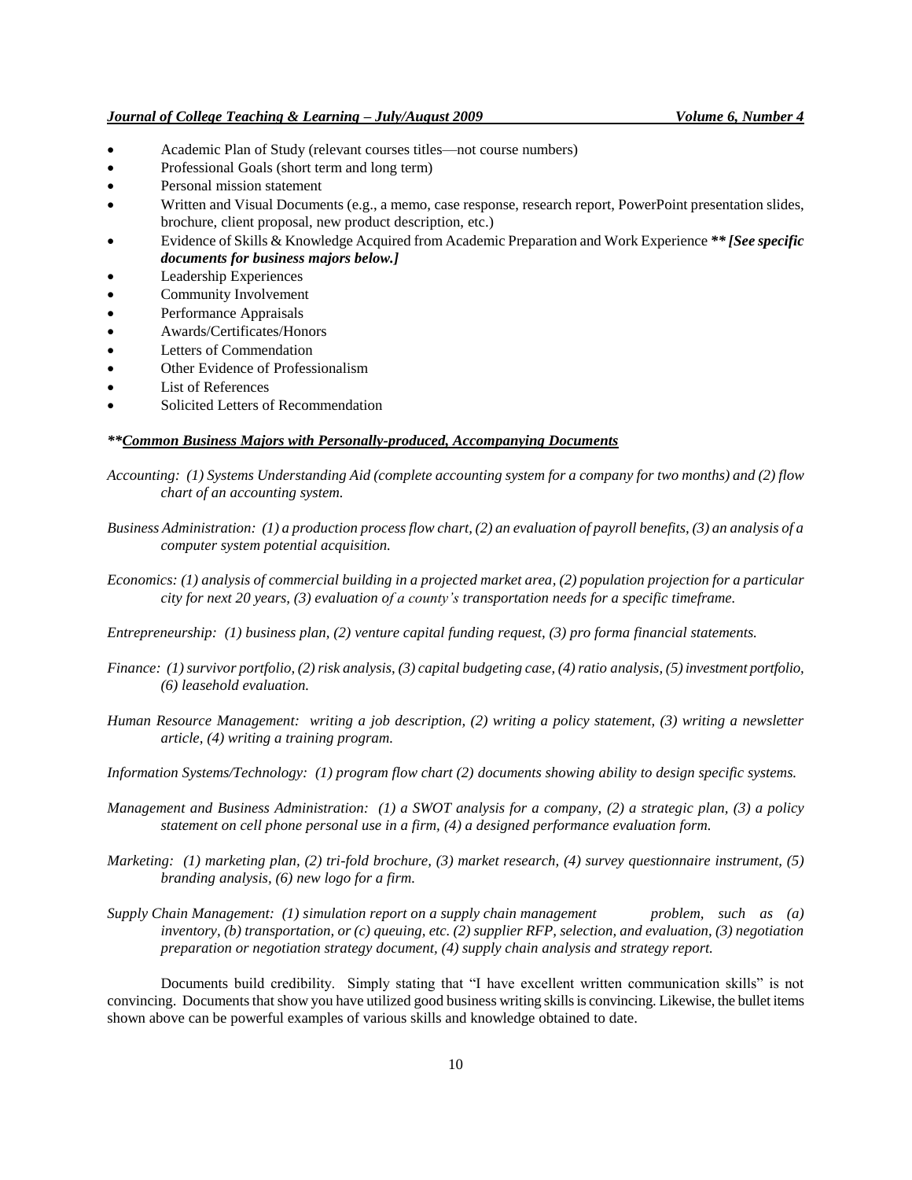- Academic Plan of Study (relevant courses titles—not course numbers)
- Professional Goals (short term and long term)
- Personal mission statement
- Written and Visual Documents (e.g., a memo, case response, research report, PowerPoint presentation slides, brochure, client proposal, new product description, etc.)
- Evidence of Skills & Knowledge Acquired from Academic Preparation and Work Experience ***\* [See specific documents for business majors below.]***
- Leadership Experiences
- Community Involvement
- Performance Appraisals
- Awards/Certificates/Honors
- Letters of Commendation
- Other Evidence of Professionalism
- List of References
- Solicited Letters of Recommendation

***\*\*Common Business Majors with Personally-produced, Accompanying Documents***

*Accounting: (1) Systems Understanding Aid (complete accounting system for a company for two months) and (2) flow chart of an accounting system.*

*Business Administration: (1) a production process flow chart, (2) an evaluation of payroll benefits, (3) an analysis of a computer system potential acquisition.*

*Economics: (1) analysis of commercial building in a projected market area, (2) population projection for a particular city for next 20 years, (3) evaluation of a county's transportation needs for a specific timeframe.*

*Entrepreneurship: (1) business plan, (2) venture capital funding request, (3) pro forma financial statements.*

*Finance: (1) survivor portfolio, (2) risk analysis, (3) capital budgeting case, (4) ratio analysis, (5) investment portfolio, (6) leasehold evaluation.*

*Human Resource Management: writing a job description, (2) writing a policy statement, (3) writing a newsletter article, (4) writing a training program.*

*Information Systems/Technology: (1) program flow chart (2) documents showing ability to design specific systems.*

*Management and Business Administration: (1) a SWOT analysis for a company, (2) a strategic plan, (3) a policy statement on cell phone personal use in a firm, (4) a designed performance evaluation form.*

*Marketing: (1) marketing plan, (2) tri-fold brochure, (3) market research, (4) survey questionnaire instrument, (5) branding analysis, (6) new logo for a firm.*

*Supply Chain Management: (1) simulation report on a supply chain management problem, such as (a) inventory, (b) transportation, or (c) queuing, etc. (2) supplier RFP, selection, and evaluation, (3) negotiation preparation or negotiation strategy document, (4) supply chain analysis and strategy report.*

Documents build credibility. Simply stating that "I have excellent written communication skills" is not convincing. Documents that show you have utilized good business writing skills is convincing. Likewise, the bullet items shown above can be powerful examples of various skills and knowledge obtained to date.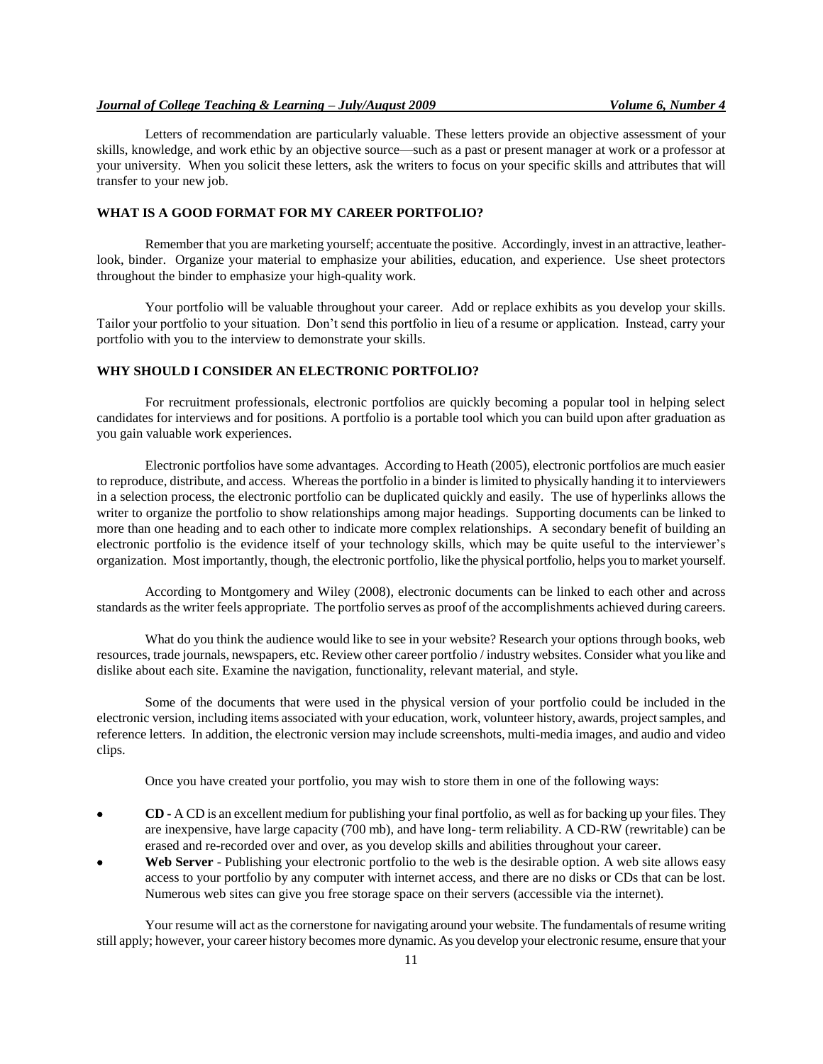Letters of recommendation are particularly valuable. These letters provide an objective assessment of your skills, knowledge, and work ethic by an objective source—such as a past or present manager at work or a professor at your university. When you solicit these letters, ask the writers to focus on your specific skills and attributes that will transfer to your new job.

## WHAT IS A GOOD FORMAT FOR MY CAREER PORTFOLIO?

Remember that you are marketing yourself; accentuate the positive. Accordingly, invest in an attractive, leather-look, binder. Organize your material to emphasize your abilities, education, and experience. Use sheet protectors throughout the binder to emphasize your high-quality work.

Your portfolio will be valuable throughout your career. Add or replace exhibits as you develop your skills. Tailor your portfolio to your situation. Don't send this portfolio in lieu of a resume or application. Instead, carry your portfolio with you to the interview to demonstrate your skills.

## WHY SHOULD I CONSIDER AN ELECTRONIC PORTFOLIO?

For recruitment professionals, electronic portfolios are quickly becoming a popular tool in helping select candidates for interviews and for positions. A portfolio is a portable tool which you can build upon after graduation as you gain valuable work experiences.

Electronic portfolios have some advantages. According to Heath (2005), electronic portfolios are much easier to reproduce, distribute, and access. Whereas the portfolio in a binder is limited to physically handing it to interviewers in a selection process, the electronic portfolio can be duplicated quickly and easily. The use of hyperlinks allows the writer to organize the portfolio to show relationships among major headings. Supporting documents can be linked to more than one heading and to each other to indicate more complex relationships. A secondary benefit of building an electronic portfolio is the evidence itself of your technology skills, which may be quite useful to the interviewer's organization. Most importantly, though, the electronic portfolio, like the physical portfolio, helps you to market yourself.

According to Montgomery and Wiley (2008), electronic documents can be linked to each other and across standards as the writer feels appropriate. The portfolio serves as proof of the accomplishments achieved during careers.

What do you think the audience would like to see in your website? Research your options through books, web resources, trade journals, newspapers, etc. Review other career portfolio / industry websites. Consider what you like and dislike about each site. Examine the navigation, functionality, relevant material, and style.

Some of the documents that were used in the physical version of your portfolio could be included in the electronic version, including items associated with your education, work, volunteer history, awards, project samples, and reference letters. In addition, the electronic version may include screenshots, multi-media images, and audio and video clips.

Once you have created your portfolio, you may wish to store them in one of the following ways:

- **CD -** A CD is an excellent medium for publishing your final portfolio, as well as for backing up your files. They are inexpensive, have large capacity (700 mb), and have long- term reliability. A CD-RW (rewritable) can be erased and re-recorded over and over, as you develop skills and abilities throughout your career.
- **Web Server** - Publishing your electronic portfolio to the web is the desirable option. A web site allows easy access to your portfolio by any computer with internet access, and there are no disks or CDs that can be lost. Numerous web sites can give you free storage space on their servers (accessible via the internet).

Your resume will act as the cornerstone for navigating around your website. The fundamentals of resume writing still apply; however, your career history becomes more dynamic. As you develop your electronic resume, ensure that your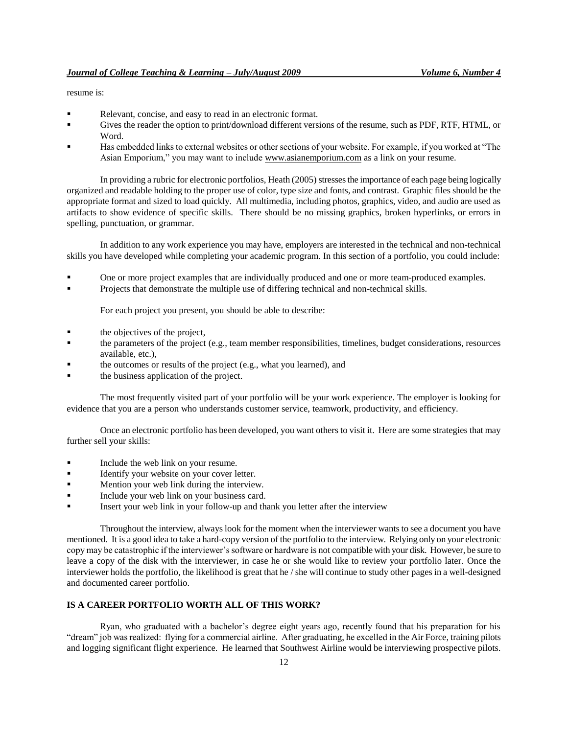resume is:

- Relevant, concise, and easy to read in an electronic format.
- Gives the reader the option to print/download different versions of the resume, such as PDF, RTF, HTML, or Word.
- Has embedded links to external websites or other sections of your website. For example, if you worked at "The Asian Emporium," you may want to include www.asianemporium.com as a link on your resume.

In providing a rubric for electronic portfolios, Heath (2005) stresses the importance of each page being logically organized and readable holding to the proper use of color, type size and fonts, and contrast. Graphic files should be the appropriate format and sized to load quickly. All multimedia, including photos, graphics, video, and audio are used as artifacts to show evidence of specific skills. There should be no missing graphics, broken hyperlinks, or errors in spelling, punctuation, or grammar.

In addition to any work experience you may have, employers are interested in the technical and non-technical skills you have developed while completing your academic program. In this section of a portfolio, you could include:

- One or more project examples that are individually produced and one or more team-produced examples.
- Projects that demonstrate the multiple use of differing technical and non-technical skills.

For each project you present, you should be able to describe:

- the objectives of the project,
- the parameters of the project (e.g., team member responsibilities, timelines, budget considerations, resources available, etc.),
- the outcomes or results of the project (e.g., what you learned), and
- the business application of the project.

The most frequently visited part of your portfolio will be your work experience. The employer is looking for evidence that you are a person who understands customer service, teamwork, productivity, and efficiency.

Once an electronic portfolio has been developed, you want others to visit it. Here are some strategies that may further sell your skills:

- Include the web link on your resume.
- Identify your website on your cover letter.
- Mention your web link during the interview.
- Include your web link on your business card.
- Insert your web link in your follow-up and thank you letter after the interview

Throughout the interview, always look for the moment when the interviewer wants to see a document you have mentioned. It is a good idea to take a hard-copy version of the portfolio to the interview. Relying only on your electronic copy may be catastrophic if the interviewer's software or hardware is not compatible with your disk. However, be sure to leave a copy of the disk with the interviewer, in case he or she would like to review your portfolio later. Once the interviewer holds the portfolio, the likelihood is great that he / she will continue to study other pages in a well-designed and documented career portfolio.

## IS A CAREER PORTFOLIO WORTH ALL OF THIS WORK?

Ryan, who graduated with a bachelor's degree eight years ago, recently found that his preparation for his "dream" job was realized: flying for a commercial airline. After graduating, he excelled in the Air Force, training pilots and logging significant flight experience. He learned that Southwest Airline would be interviewing prospective pilots.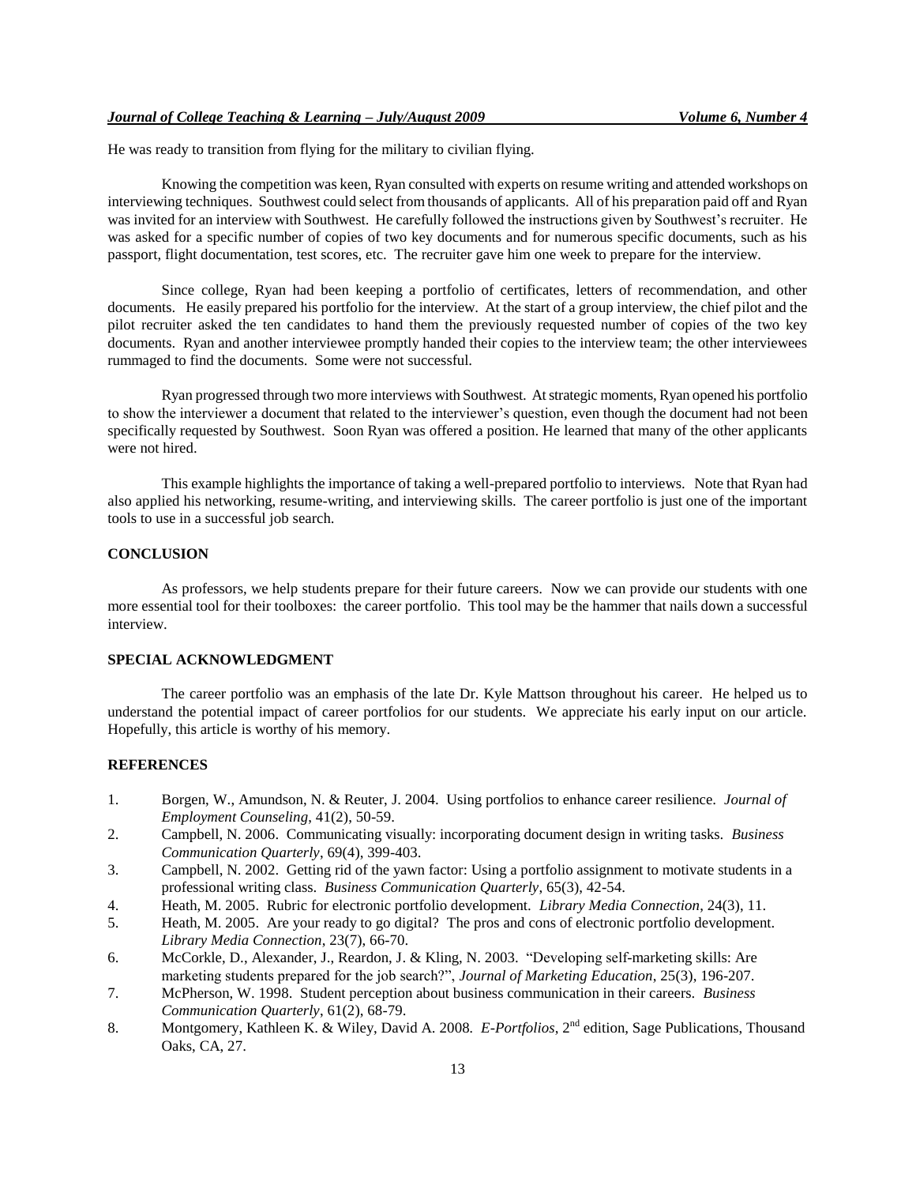He was ready to transition from flying for the military to civilian flying.

Knowing the competition was keen, Ryan consulted with experts on resume writing and attended workshops on interviewing techniques. Southwest could select from thousands of applicants. All of his preparation paid off and Ryan was invited for an interview with Southwest. He carefully followed the instructions given by Southwest's recruiter. He was asked for a specific number of copies of two key documents and for numerous specific documents, such as his passport, flight documentation, test scores, etc. The recruiter gave him one week to prepare for the interview.

Since college, Ryan had been keeping a portfolio of certificates, letters of recommendation, and other documents. He easily prepared his portfolio for the interview. At the start of a group interview, the chief pilot and the pilot recruiter asked the ten candidates to hand them the previously requested number of copies of the two key documents. Ryan and another interviewee promptly handed their copies to the interview team; the other interviewees rummaged to find the documents. Some were not successful.

Ryan progressed through two more interviews with Southwest. At strategic moments, Ryan opened his portfolio to show the interviewer a document that related to the interviewer's question, even though the document had not been specifically requested by Southwest. Soon Ryan was offered a position. He learned that many of the other applicants were not hired.

This example highlights the importance of taking a well-prepared portfolio to interviews. Note that Ryan had also applied his networking, resume-writing, and interviewing skills. The career portfolio is just one of the important tools to use in a successful job search.

## CONCLUSION

As professors, we help students prepare for their future careers. Now we can provide our students with one more essential tool for their toolboxes: the career portfolio. This tool may be the hammer that nails down a successful interview.

## SPECIAL ACKNOWLEDGMENT

The career portfolio was an emphasis of the late Dr. Kyle Mattson throughout his career. He helped us to understand the potential impact of career portfolios for our students. We appreciate his early input on our article. Hopefully, this article is worthy of his memory.

## REFERENCES

1. Borgen, W., Amundson, N. & Reuter, J. 2004. Using portfolios to enhance career resilience. *Journal of Employment Counseling*, 41(2), 50-59.
2. Campbell, N. 2006. Communicating visually: incorporating document design in writing tasks. *Business Communication Quarterly*, 69(4), 399-403.
3. Campbell, N. 2002. Getting rid of the yawn factor: Using a portfolio assignment to motivate students in a professional writing class. *Business Communication Quarterly*, 65(3), 42-54.
4. Heath, M. 2005. Rubric for electronic portfolio development. *Library Media Connection*, 24(3), 11.
5. Heath, M. 2005. Are your ready to go digital? The pros and cons of electronic portfolio development. *Library Media Connection*, 23(7), 66-70.
6. McCorkle, D., Alexander, J., Reardon, J. & Kling, N. 2003. "Developing self-marketing skills: Are marketing students prepared for the job search?", *Journal of Marketing Education*, 25(3), 196-207.
7. McPherson, W. 1998. Student perception about business communication in their careers. *Business Communication Quarterly*, 61(2), 68-79.
8. Montgomery, Kathleen K. & Wiley, David A. 2008. *E-Portfolios*, 2nd edition, Sage Publications, Thousand Oaks, CA, 27.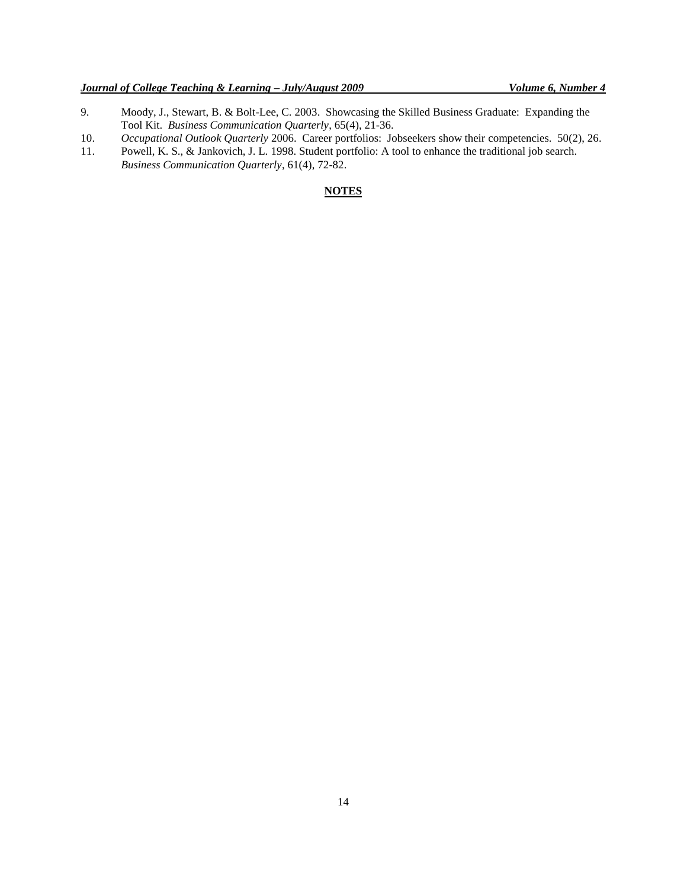9. Moody, J., Stewart, B. & Bolt-Lee, C. 2003. Showcasing the Skilled Business Graduate: Expanding the Tool Kit. *Business Communication Quarterly*, 65(4), 21-36.
10. *Occupational Outlook Quarterly* 2006. Career portfolios: Jobseekers show their competencies. 50(2), 26.
11. Powell, K. S., & Jankovich, J. L. 1998. Student portfolio: A tool to enhance the traditional job search. *Business Communication Quarterly*, 61(4), 72-82.

## NOTES